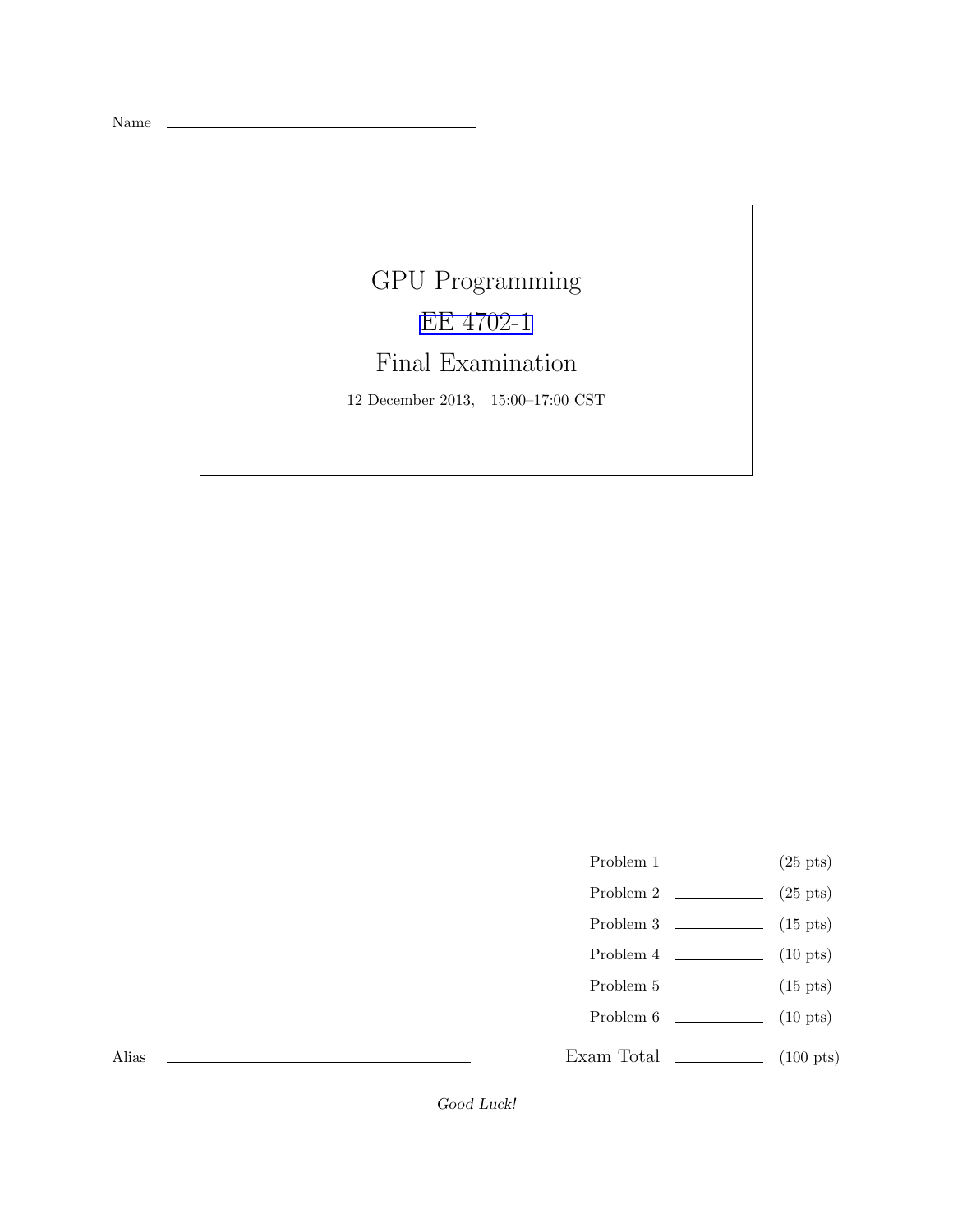Name ______________________________

# GPU Programming

## EE 4702-1

## Final Examination

12 December 2013, 15:00–17:00 CST

| | | |
|---|---|---|
| Problem 1 | ________ | (25 pts) |
| Problem 2 | ________ | (25 pts) |
| Problem 3 | ________ | (15 pts) |
| Problem 4 | ________ | (10 pts) |
| Problem 5 | ________ | (15 pts) |
| Problem 6 | ________ | (10 pts) |
| Exam Total | ________ | (100 pts) |

Alias ______________________________

*Good Luck!*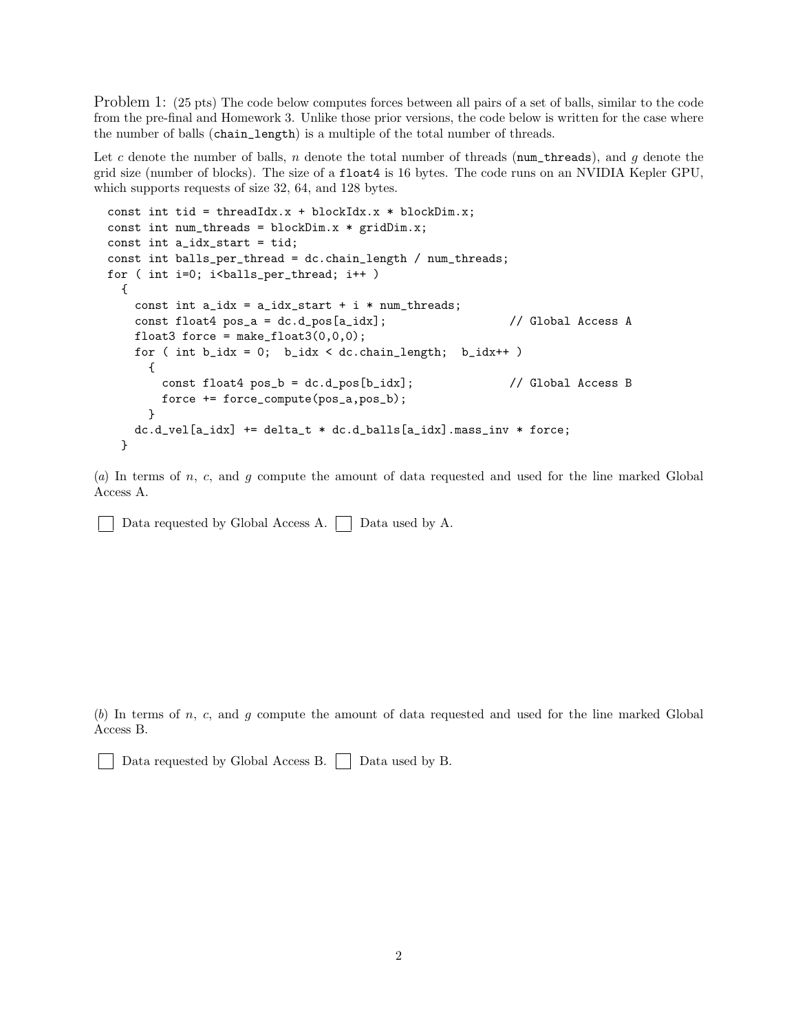Problem 1: (25 pts) The code below computes forces between all pairs of a set of balls, similar to the code from the pre-final and Homework 3. Unlike those prior versions, the code below is written for the case where the number of balls (`chain_length`) is a multiple of the total number of threads.

Let $c$ denote the number of balls, $n$ denote the total number of threads (`num_threads`), and $g$ denote the grid size (number of blocks). The size of a `float4` is 16 bytes. The code runs on an NVIDIA Kepler GPU, which supports requests of size 32, 64, and 128 bytes.

```
const int tid = threadIdx.x + blockIdx.x * blockDim.x;
const int num_threads = blockDim.x * gridDim.x;
const int a_idx_start = tid;
const int balls_per_thread = dc.chain_length / num_threads;
for ( int i=0; i<balls_per_thread; i++ )
  {
    const int a_idx = a_idx_start + i * num_threads;
    const float4 pos_a = dc.d_pos[a_idx];                  // Global Access A
    float3 force = make_float3(0,0,0);
    for ( int b_idx = 0;  b_idx < dc.chain_length;  b_idx++ )
      {
        const float4 pos_b = dc.d_pos[b_idx];              // Global Access B
        force += force_compute(pos_a,pos_b);
      }
    dc.d_vel[a_idx] += delta_t * dc.d_balls[a_idx].mass_inv * force;
  }
```

(*a*) In terms of $n$, $c$, and $g$ compute the amount of data requested and used for the line marked Global Access A.

☐ Data requested by Global Access A. ☐ Data used by A.

(*b*) In terms of $n$, $c$, and $g$ compute the amount of data requested and used for the line marked Global Access B.

☐ Data requested by Global Access B. ☐ Data used by B.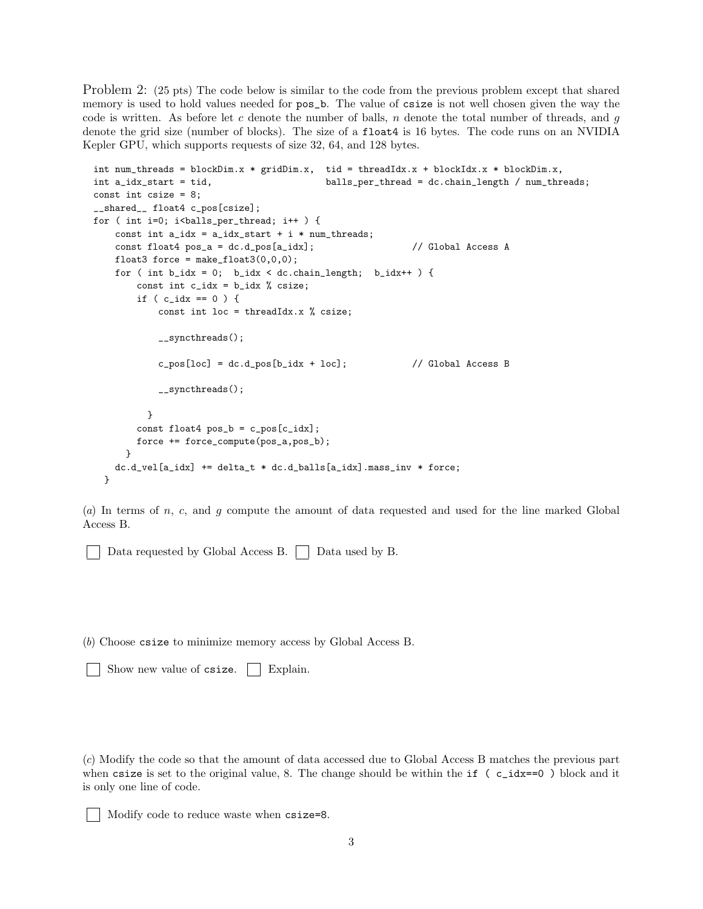Problem 2: (25 pts) The code below is similar to the code from the previous problem except that shared memory is used to hold values needed for `pos_b`. The value of `csize` is not well chosen given the way the code is written. As before let $c$ denote the number of balls, $n$ denote the total number of threads, and $g$ denote the grid size (number of blocks). The size of a `float4` is 16 bytes. The code runs on an NVIDIA Kepler GPU, which supports requests of size 32, 64, and 128 bytes.

```
int num_threads = blockDim.x * gridDim.x,  tid = threadIdx.x + blockIdx.x * blockDim.x,
int a_idx_start = tid,                     balls_per_thread = dc.chain_length / num_threads;
const int csize = 8;
__shared__ float4 c_pos[csize];
for ( int i=0; i<balls_per_thread; i++ ) {
    const int a_idx = a_idx_start + i * num_threads;
    const float4 pos_a = dc.d_pos[a_idx];                  // Global Access A
    float3 force = make_float3(0,0,0);
    for ( int b_idx = 0;  b_idx < dc.chain_length;  b_idx++ ) {
        const int c_idx = b_idx % csize;
        if ( c_idx == 0 ) {
            const int loc = threadIdx.x % csize;

            __syncthreads();

            c_pos[loc] = dc.d_pos[b_idx + loc];            // Global Access B

            __syncthreads();

        }
        const float4 pos_b = c_pos[c_idx];
        force += force_compute(pos_a,pos_b);
    }
    dc.d_vel[a_idx] += delta_t * dc.d_balls[a_idx].mass_inv * force;
}
```

(*a*) In terms of $n$, $c$, and $g$ compute the amount of data requested and used for the line marked Global Access B.

☐ Data requested by Global Access B. ☐ Data used by B.

(*b*) Choose `csize` to minimize memory access by Global Access B.

☐ Show new value of `csize`. ☐ Explain.

(*c*) Modify the code so that the amount of data accessed due to Global Access B matches the previous part when `csize` is set to the original value, 8. The change should be within the `if ( c_idx==0 )` block and it is only one line of code.

☐ Modify code to reduce waste when `csize=8`.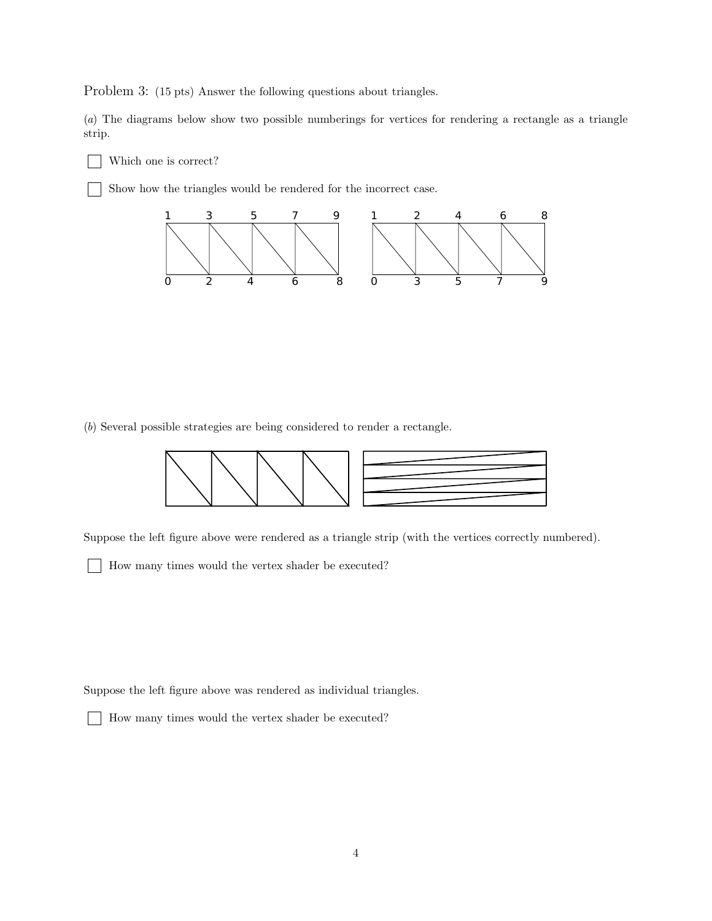Problem 3: (15 pts) Answer the following questions about triangles.

(*a*) The diagrams below show two possible numberings for vertices for rendering a rectangle as a triangle strip.

☐ Which one is correct?

☐ Show how the triangles would be rendered for the incorrect case.

(*b*) Several possible strategies are being considered to render a rectangle.

Suppose the left figure above were rendered as a triangle strip (with the vertices correctly numbered).

☐ How many times would the vertex shader be executed?

Suppose the left figure above was rendered as individual triangles.

☐ How many times would the vertex shader be executed?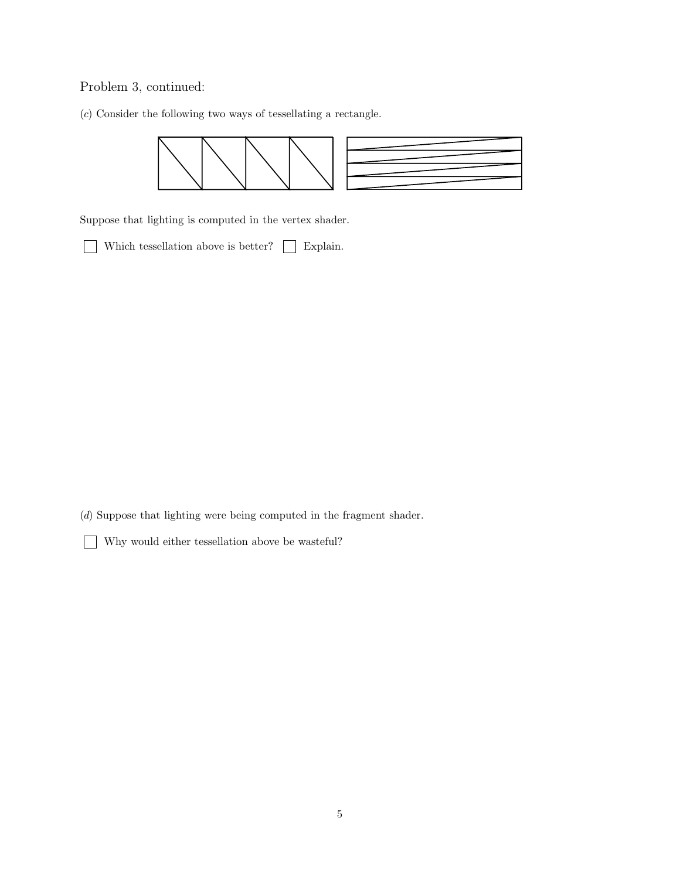Problem 3, continued:

(*c*) Consider the following two ways of tessellating a rectangle.

Suppose that lighting is computed in the vertex shader.

☐ Which tessellation above is better? ☐ Explain.

(*d*) Suppose that lighting were being computed in the fragment shader.

☐ Why would either tessellation above be wasteful?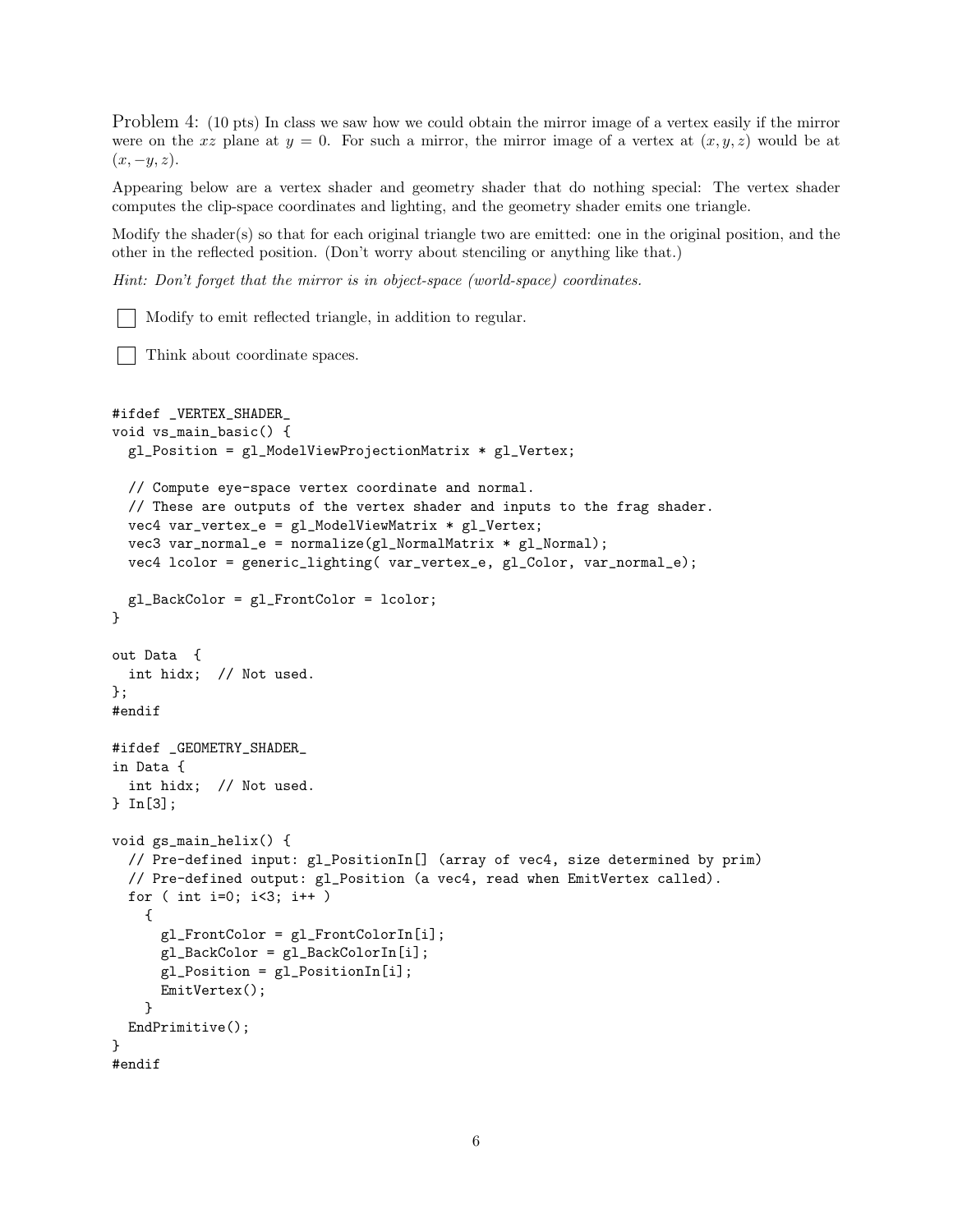Problem 4: (10 pts) In class we saw how we could obtain the mirror image of a vertex easily if the mirror were on the $xz$ plane at $y = 0$. For such a mirror, the mirror image of a vertex at $(x, y, z)$ would be at $(x, -y, z)$.

Appearing below are a vertex shader and geometry shader that do nothing special: The vertex shader computes the clip-space coordinates and lighting, and the geometry shader emits one triangle.

Modify the shader(s) so that for each original triangle two are emitted: one in the original position, and the other in the reflected position. (Don't worry about stenciling or anything like that.)

*Hint: Don't forget that the mirror is in object-space (world-space) coordinates.*

- [ ] Modify to emit reflected triangle, in addition to regular.
- [ ] Think about coordinate spaces.

```
#ifdef _VERTEX_SHADER_
void vs_main_basic() {
  gl_Position = gl_ModelViewProjectionMatrix * gl_Vertex;

  // Compute eye-space vertex coordinate and normal.
  // These are outputs of the vertex shader and inputs to the frag shader.
  vec4 var_vertex_e = gl_ModelViewMatrix * gl_Vertex;
  vec3 var_normal_e = normalize(gl_NormalMatrix * gl_Normal);
  vec4 lcolor = generic_lighting( var_vertex_e, gl_Color, var_normal_e);

  gl_BackColor = gl_FrontColor = lcolor;
}

out Data  {
  int hidx;  // Not used.
};
#endif

#ifdef _GEOMETRY_SHADER_
in Data {
  int hidx;  // Not used.
} In[3];

void gs_main_helix() {
  // Pre-defined input: gl_PositionIn[] (array of vec4, size determined by prim)
  // Pre-defined output: gl_Position (a vec4, read when EmitVertex called).
  for ( int i=0; i<3; i++ )
    {
      gl_FrontColor = gl_FrontColorIn[i];
      gl_BackColor = gl_BackColorIn[i];
      gl_Position = gl_PositionIn[i];
      EmitVertex();
    }
  EndPrimitive();
}
#endif
```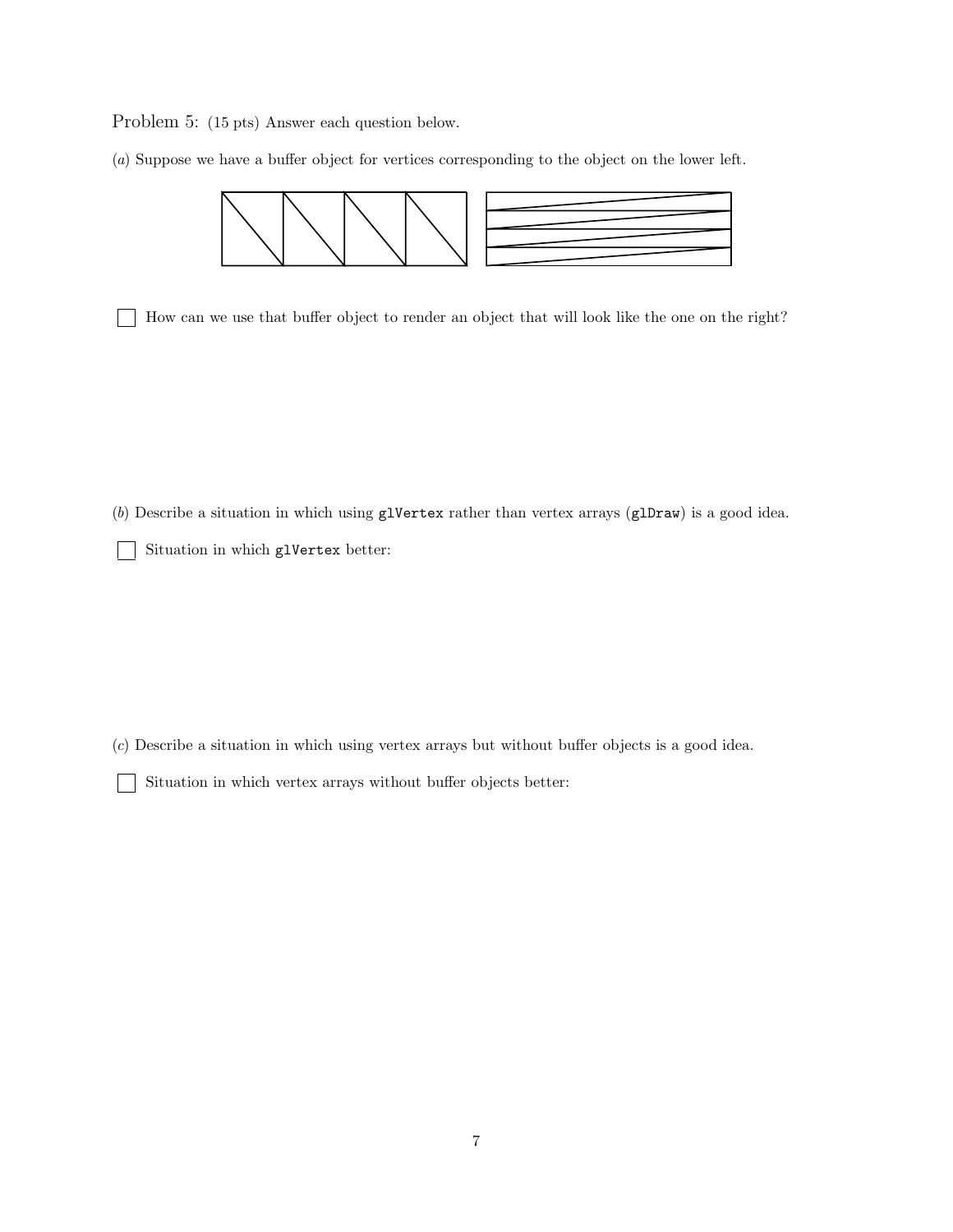Problem 5: (15 pts) Answer each question below.

(*a*) Suppose we have a buffer object for vertices corresponding to the object on the lower left.

☐ How can we use that buffer object to render an object that will look like the one on the right?

(*b*) Describe a situation in which using `glVertex` rather than vertex arrays (`glDraw`) is a good idea.

☐ Situation in which `glVertex` better:

(*c*) Describe a situation in which using vertex arrays but without buffer objects is a good idea.

☐ Situation in which vertex arrays without buffer objects better: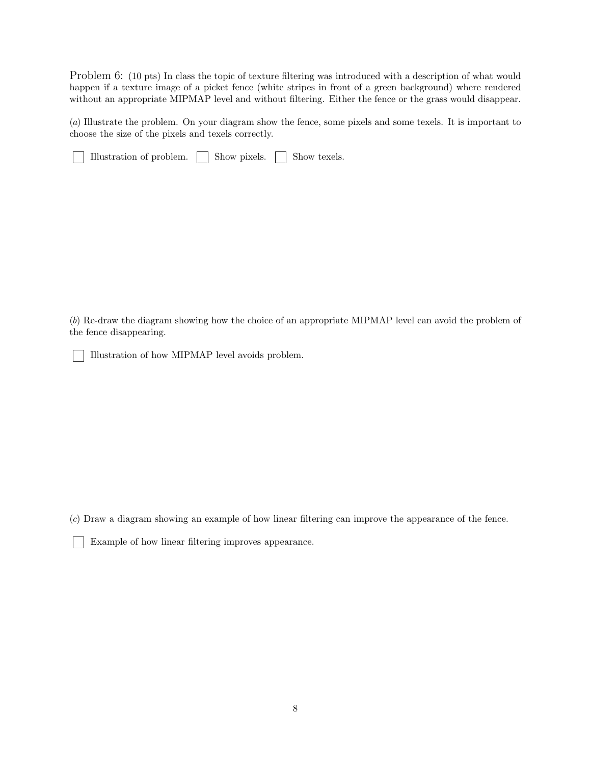Problem 6: (10 pts) In class the topic of texture filtering was introduced with a description of what would happen if a texture image of a picket fence (white stripes in front of a green background) where rendered without an appropriate MIPMAP level and without filtering. Either the fence or the grass would disappear.

(*a*) Illustrate the problem. On your diagram show the fence, some pixels and some texels. It is important to choose the size of the pixels and texels correctly.

☐ Illustration of problem. ☐ Show pixels. ☐ Show texels.

(*b*) Re-draw the diagram showing how the choice of an appropriate MIPMAP level can avoid the problem of the fence disappearing.

☐ Illustration of how MIPMAP level avoids problem.

(*c*) Draw a diagram showing an example of how linear filtering can improve the appearance of the fence.

☐ Example of how linear filtering improves appearance.